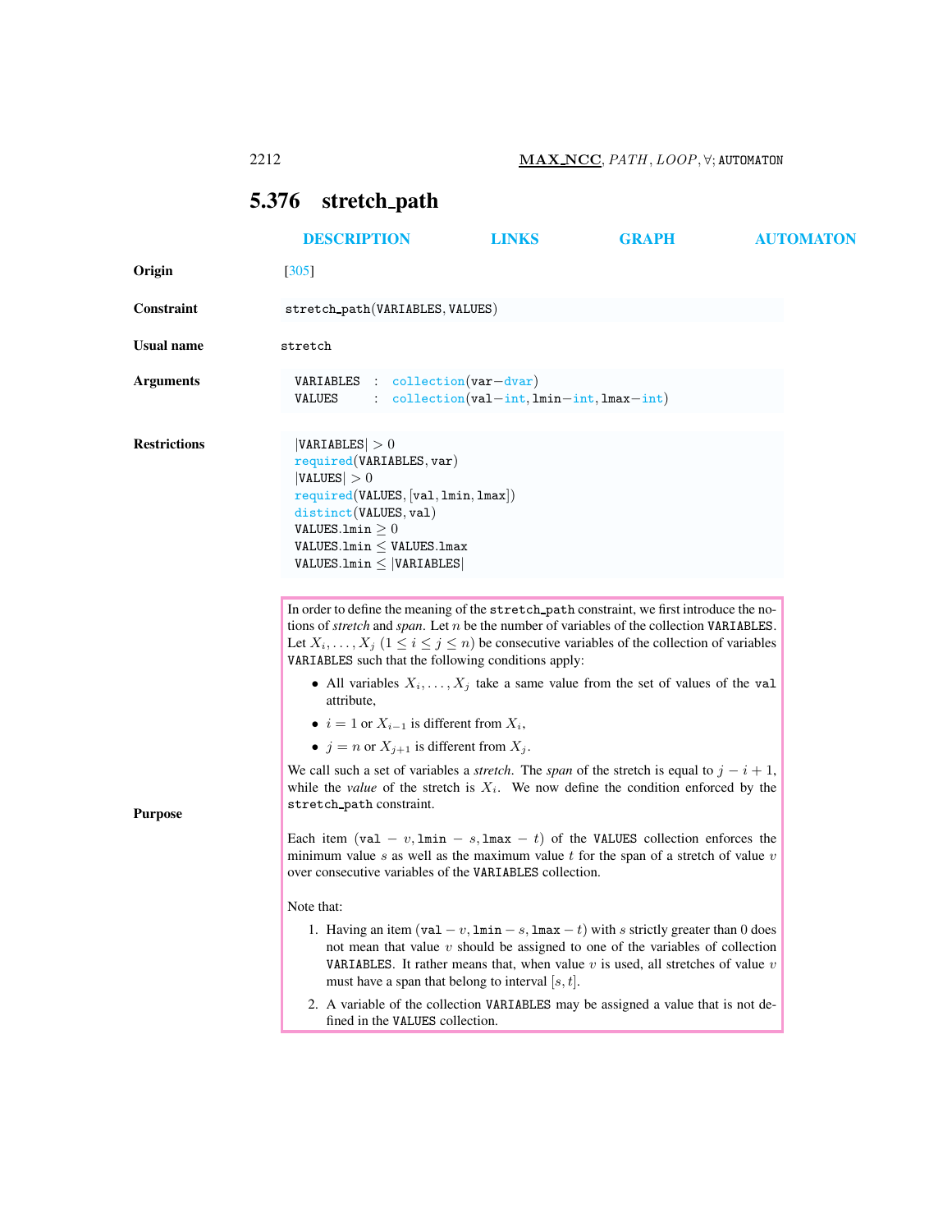## 5.376 stretch_path

DESCRIPTION LINKS GRAPH AUTOMATON

**Origin** [305]

**Constraint** stretch_path(VARIABLES, VALUES)

**Usual name** stretch

**Arguments**

```
VARIABLES : collection(var−dvar)
VALUES    : collection(val−int, lmin−int, lmax−int)
```

**Restrictions**

|VARIABLES| $> 0$
required(VARIABLES, var)
|VALUES| $> 0$
required(VALUES, [val, lmin, lmax])
distinct(VALUES, val)
VALUES.lmin $\geq 0$
VALUES.lmin $\leq$ VALUES.lmax
VALUES.lmin $\leq$ |VARIABLES|

**Purpose**

In order to define the meaning of the stretch_path constraint, we first introduce the notions of *stretch* and *span*. Let $n$ be the number of variables of the collection VARIABLES. Let $X_i, \ldots, X_j$ ($1 \leq i \leq j \leq n$) be consecutive variables of the collection of variables VARIABLES such that the following conditions apply:

- All variables $X_i, \ldots, X_j$ take a same value from the set of values of the val attribute,
- $i = 1$ or $X_{i-1}$ is different from $X_i$,
- $j = n$ or $X_{j+1}$ is different from $X_j$.

We call such a set of variables a *stretch*. The *span* of the stretch is equal to $j - i + 1$, while the *value* of the stretch is $X_i$. We now define the condition enforced by the stretch_path constraint.

Each item (val $- v$, lmin $- s$, lmax $- t$) of the VALUES collection enforces the minimum value $s$ as well as the maximum value $t$ for the span of a stretch of value $v$ over consecutive variables of the VARIABLES collection.

Note that:

1. Having an item (val $- v$, lmin $- s$, lmax $- t$) with $s$ strictly greater than 0 does not mean that value $v$ should be assigned to one of the variables of collection VARIABLES. It rather means that, when value $v$ is used, all stretches of value $v$ must have a span that belong to interval $[s, t]$.
2. A variable of the collection VARIABLES may be assigned a value that is not defined in the VALUES collection.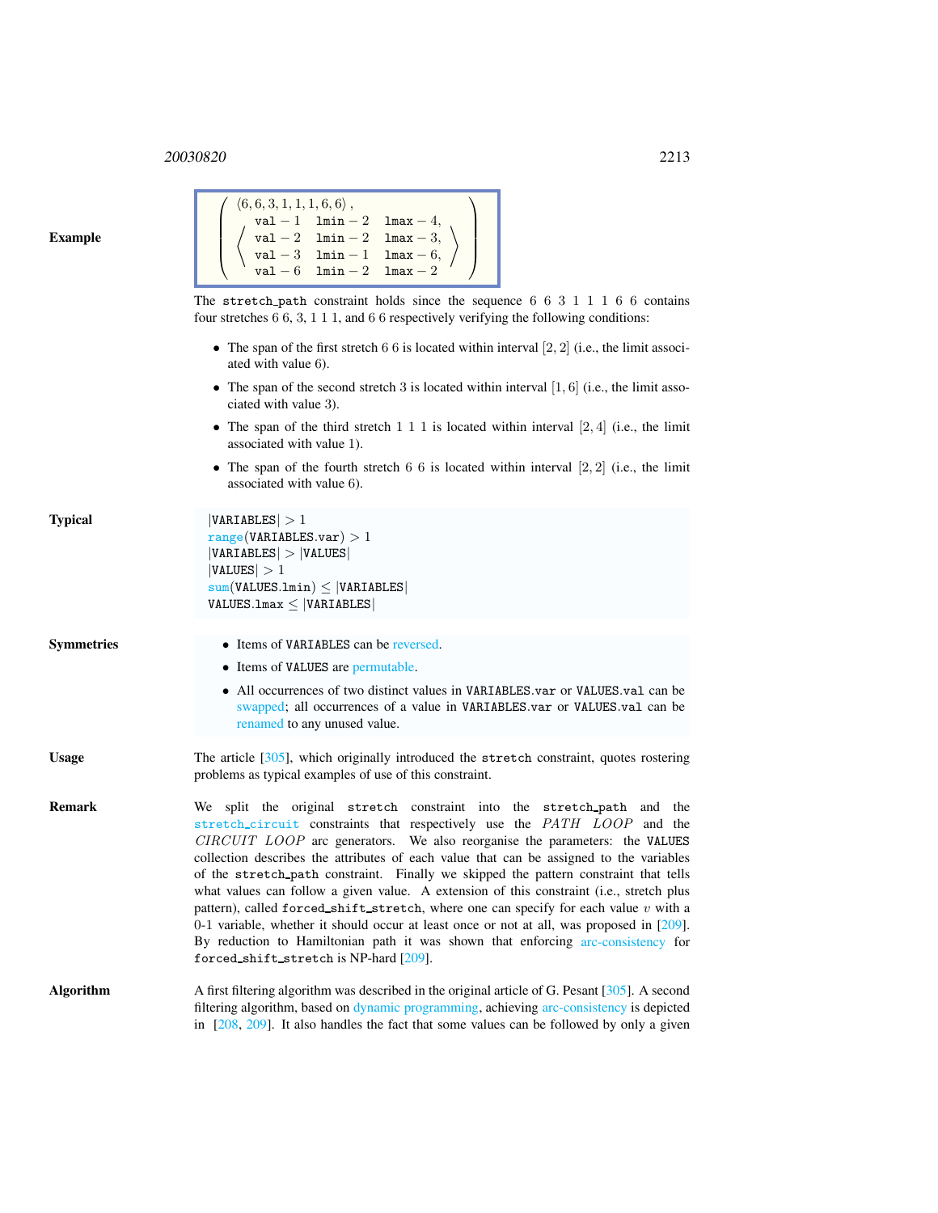**Example**

$$\left(\begin{array}{l}\langle 6,6,3,1,1,1,6,6\rangle, \\ \left\langle\begin{array}{lll}\texttt{val}-1 & \texttt{lmin}-2 & \texttt{lmax}-4, \\ \texttt{val}-2 & \texttt{lmin}-2 & \texttt{lmax}-3, \\ \texttt{val}-3 & \texttt{lmin}-1 & \texttt{lmax}-6, \\ \texttt{val}-6 & \texttt{lmin}-2 & \texttt{lmax}-2\end{array}\right\rangle\end{array}\right)$$

The stretch_path constraint holds since the sequence 6 6 3 1 1 1 6 6 contains four stretches 6 6, 3, 1 1 1, and 6 6 respectively verifying the following conditions:

- The span of the first stretch 6 6 is located within interval $[2,2]$ (i.e., the limit associated with value 6).
- The span of the second stretch 3 is located within interval $[1,6]$ (i.e., the limit associated with value 3).
- The span of the third stretch 1 1 1 is located within interval $[2,4]$ (i.e., the limit associated with value 1).
- The span of the fourth stretch 6 6 is located within interval $[2,2]$ (i.e., the limit associated with value 6).

**Typical**

$|\texttt{VARIABLES}| > 1$
range$(\texttt{VARIABLES.var}) > 1$
$|\texttt{VARIABLES}| > |\texttt{VALUES}|$
$|\texttt{VALUES}| > 1$
sum$(\texttt{VALUES.lmin}) \leq |\texttt{VARIABLES}|$
$\texttt{VALUES.lmax} \leq |\texttt{VARIABLES}|$

**Symmetries**

- Items of VARIABLES can be reversed.
- Items of VALUES are permutable.
- All occurrences of two distinct values in VARIABLES.var or VALUES.val can be swapped; all occurrences of a value in VARIABLES.var or VALUES.val can be renamed to any unused value.

**Usage**

The article [305], which originally introduced the stretch constraint, quotes rostering problems as typical examples of use of this constraint.

**Remark**

We split the original stretch constraint into the stretch_path and the stretch_circuit constraints that respectively use the *PATH* *LOOP* and the *CIRCUIT* *LOOP* arc generators. We also reorganise the parameters: the VALUES collection describes the attributes of each value that can be assigned to the variables of the stretch_path constraint. Finally we skipped the pattern constraint that tells what values can follow a given value. A extension of this constraint (i.e., stretch plus pattern), called forced_shift_stretch, where one can specify for each value $v$ with a 0-1 variable, whether it should occur at least once or not at all, was proposed in [209]. By reduction to Hamiltonian path it was shown that enforcing arc-consistency for forced_shift_stretch is NP-hard [209].

**Algorithm**

A first filtering algorithm was described in the original article of G. Pesant [305]. A second filtering algorithm, based on dynamic programming, achieving arc-consistency is depicted in [208, 209]. It also handles the fact that some values can be followed by only a given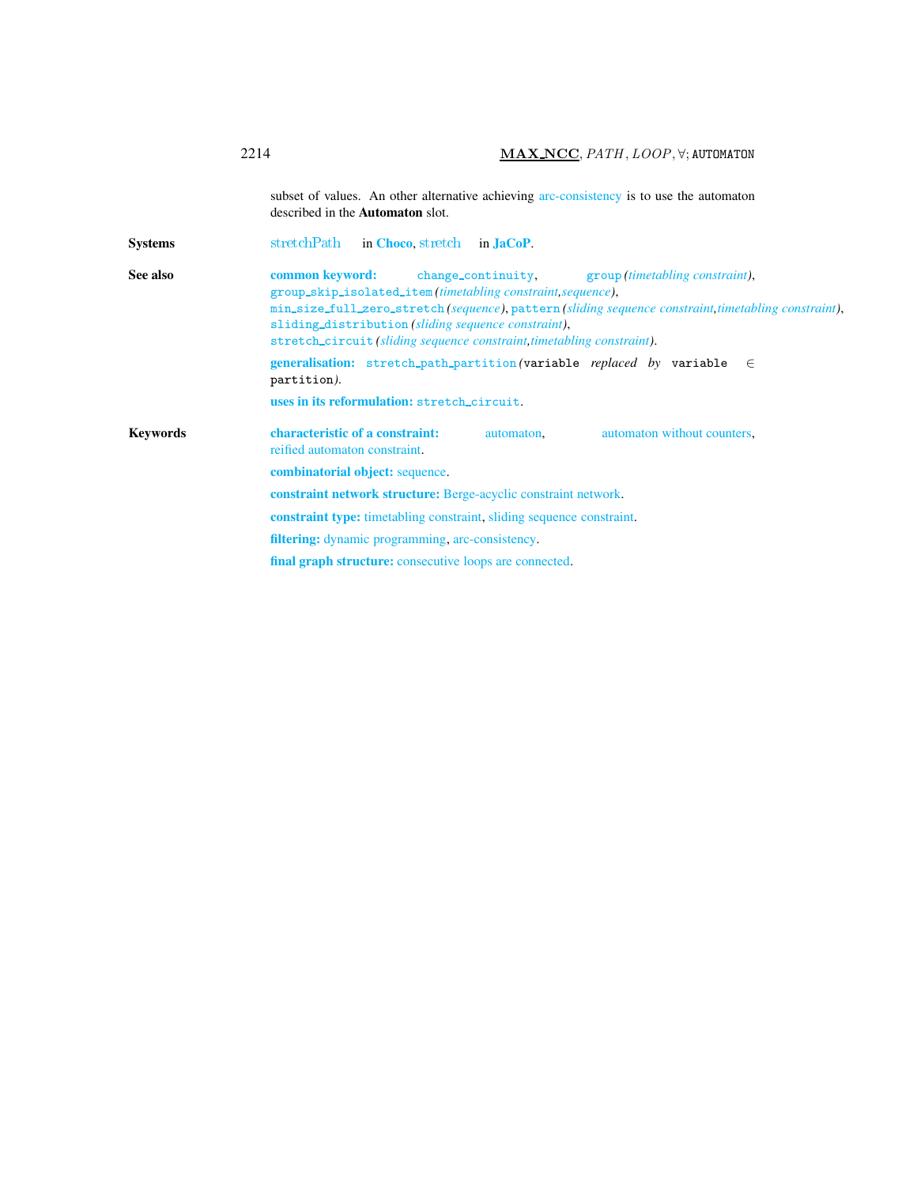subset of values. An other alternative achieving arc-consistency is to use the automaton described in the **Automaton** slot.

**Systems**

stretchPath in **Choco**, stretch in **JaCoP**.

**See also**

**common keyword:** change_continuity, group *(timetabling constraint)*, group_skip_isolated_item *(timetabling constraint,sequence)*, min_size_full_zero_stretch *(sequence)*, pattern *(sliding sequence constraint,timetabling constraint)*, sliding_distribution *(sliding sequence constraint)*, stretch_circuit *(sliding sequence constraint,timetabling constraint)*.

**generalisation:** stretch_path_partition *(*variable *replaced by* variable $\in$ partition*)*.

**uses in its reformulation:** stretch_circuit.

**Keywords**

**characteristic of a constraint:** automaton, automaton without counters, reified automaton constraint.

**combinatorial object:** sequence.

**constraint network structure:** Berge-acyclic constraint network.

**constraint type:** timetabling constraint, sliding sequence constraint.

**filtering:** dynamic programming, arc-consistency.

**final graph structure:** consecutive loops are connected.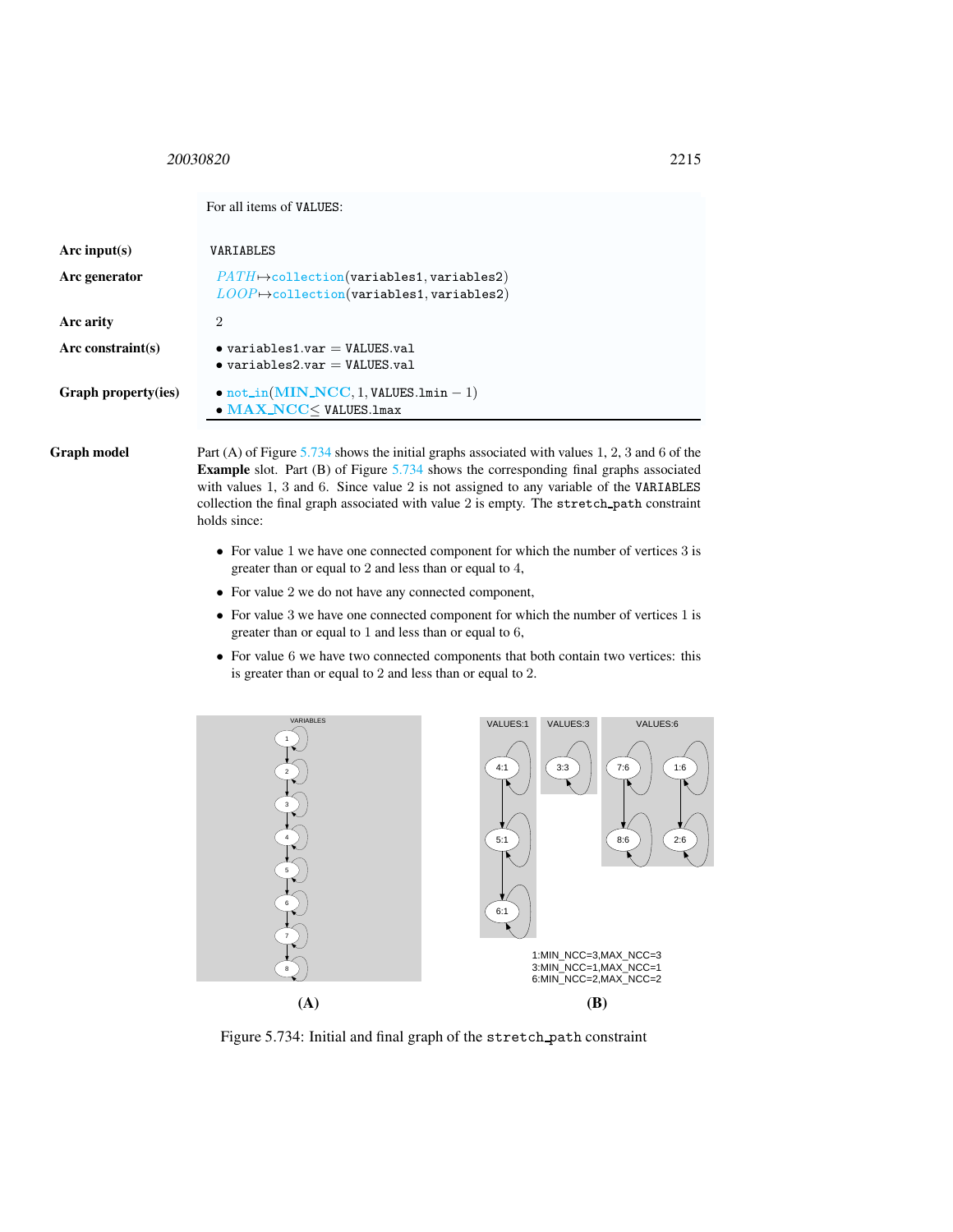For all items of VALUES:

| | |
|---|---|
| **Arc input(s)** | VARIABLES |
| **Arc generator** | *PATH* ↦ collection(variables1, variables2)<br>*LOOP* ↦ collection(variables1, variables2) |
| **Arc arity** | 2 |
| **Arc constraint(s)** | • variables1.var = VALUES.val<br>• variables2.var = VALUES.val |
| **Graph property(ies)** | • not_in(**MIN_NCC**, 1, VALUES.lmin − 1)<br>• **MAX_NCC** ≤ VALUES.lmax |

**Graph model**

Part (A) of Figure 5.734 shows the initial graphs associated with values 1, 2, 3 and 6 of the **Example** slot. Part (B) of Figure 5.734 shows the corresponding final graphs associated with values 1, 3 and 6. Since value 2 is not assigned to any variable of the VARIABLES collection the final graph associated with value 2 is empty. The stretch_path constraint holds since:

- For value 1 we have one connected component for which the number of vertices 3 is greater than or equal to 2 and less than or equal to 4,
- For value 2 we do not have any connected component,
- For value 3 we have one connected component for which the number of vertices 1 is greater than or equal to 1 and less than or equal to 6,
- For value 6 we have two connected components that both contain two vertices: this is greater than or equal to 2 and less than or equal to 2.

Figure 5.734: Initial and final graph of the stretch_path constraint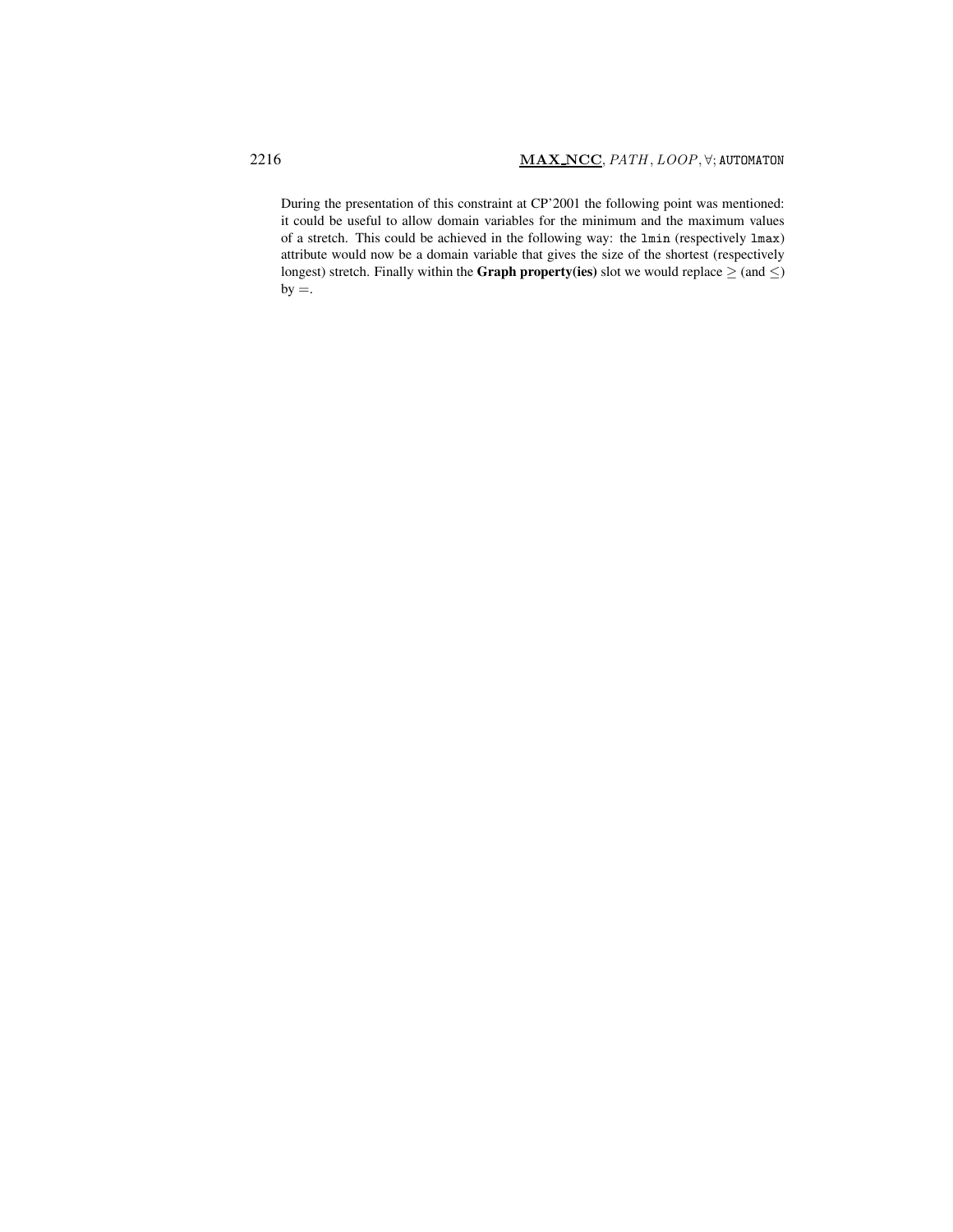During the presentation of this constraint at CP'2001 the following point was mentioned: it could be useful to allow domain variables for the minimum and the maximum values of a stretch. This could be achieved in the following way: the `lmin` (respectively `lmax`) attribute would now be a domain variable that gives the size of the shortest (respectively longest) stretch. Finally within the **Graph property(ies)** slot we would replace $\geq$ (and $\leq$) by $=$.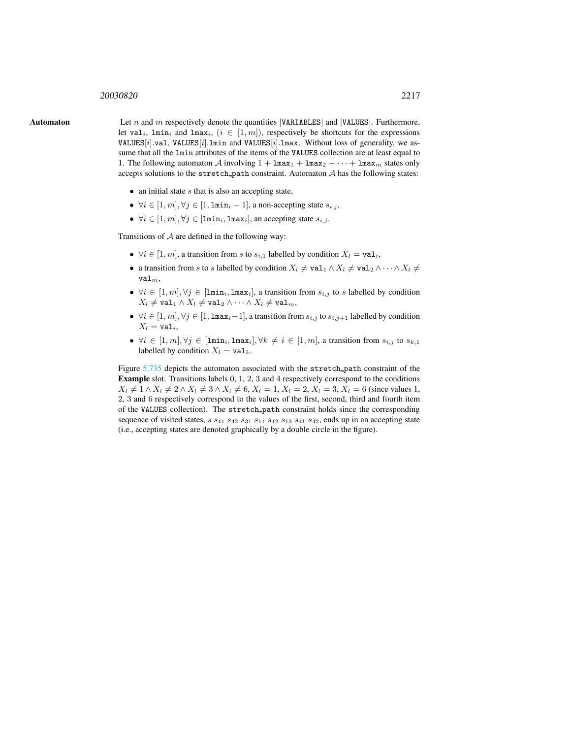**Automaton**

Let $n$ and $m$ respectively denote the quantities |VARIABLES| and |VALUES|. Furthermore, let $\mathtt{val}_i$, $\mathtt{lmin}_i$ and $\mathtt{lmax}_i$, ($i \in [1, m]$), respectively be shortcuts for the expressions VALUES[$i$].val, VALUES[$i$].lmin and VALUES[$i$].lmax. Without loss of generality, we assume that all the lmin attributes of the items of the VALUES collection are at least equal to 1. The following automaton $\mathcal{A}$ involving $1 + \mathtt{lmax}_1 + \mathtt{lmax}_2 + \cdots + \mathtt{lmax}_m$ states only accepts solutions to the stretch_path constraint. Automaton $\mathcal{A}$ has the following states:

- an initial state $s$ that is also an accepting state,
- $\forall i \in [1, m], \forall j \in [1, \mathtt{lmin}_i - 1]$, a non-accepting state $s_{i,j}$,
- $\forall i \in [1, m], \forall j \in [\mathtt{lmin}_i, \mathtt{lmax}_i]$, an accepting state $s_{i,j}$.

Transitions of $\mathcal{A}$ are defined in the following way:

- $\forall i \in [1, m]$, a transition from $s$ to $s_{i,1}$ labelled by condition $X_l = \mathtt{val}_i$,
- a transition from $s$ to $s$ labelled by condition $X_l \neq \mathtt{val}_1 \wedge X_l \neq \mathtt{val}_2 \wedge \cdots \wedge X_l \neq \mathtt{val}_m$,
- $\forall i \in [1, m], \forall j \in [\mathtt{lmin}_i, \mathtt{lmax}_i]$, a transition from $s_{i,j}$ to $s$ labelled by condition $X_l \neq \mathtt{val}_1 \wedge X_l \neq \mathtt{val}_2 \wedge \cdots \wedge X_l \neq \mathtt{val}_m$,
- $\forall i \in [1, m], \forall j \in [1, \mathtt{lmax}_i - 1]$, a transition from $s_{i,j}$ to $s_{i,j+1}$ labelled by condition $X_l = \mathtt{val}_i$,
- $\forall i \in [1, m], \forall j \in [\mathtt{lmin}_i, \mathtt{lmax}_i], \forall k \neq i \in [1, m]$, a transition from $s_{i,j}$ to $s_{k,1}$ labelled by condition $X_l = \mathtt{val}_k$.

Figure 5.735 depicts the automaton associated with the stretch_path constraint of the **Example** slot. Transitions labels 0, 1, 2, 3 and 4 respectively correspond to the conditions $X_l \neq 1 \wedge X_l \neq 2 \wedge X_l \neq 3 \wedge X_l \neq 6$, $X_l = 1$, $X_l = 2$, $X_l = 3$, $X_l = 6$ (since values 1, 2, 3 and 6 respectively correspond to the values of the first, second, third and fourth item of the VALUES collection). The stretch_path constraint holds since the corresponding sequence of visited states, $s$ $s_{41}$ $s_{42}$ $s_{31}$ $s_{11}$ $s_{12}$ $s_{13}$ $s_{41}$ $s_{42}$, ends up in an accepting state (i.e., accepting states are denoted graphically by a double circle in the figure).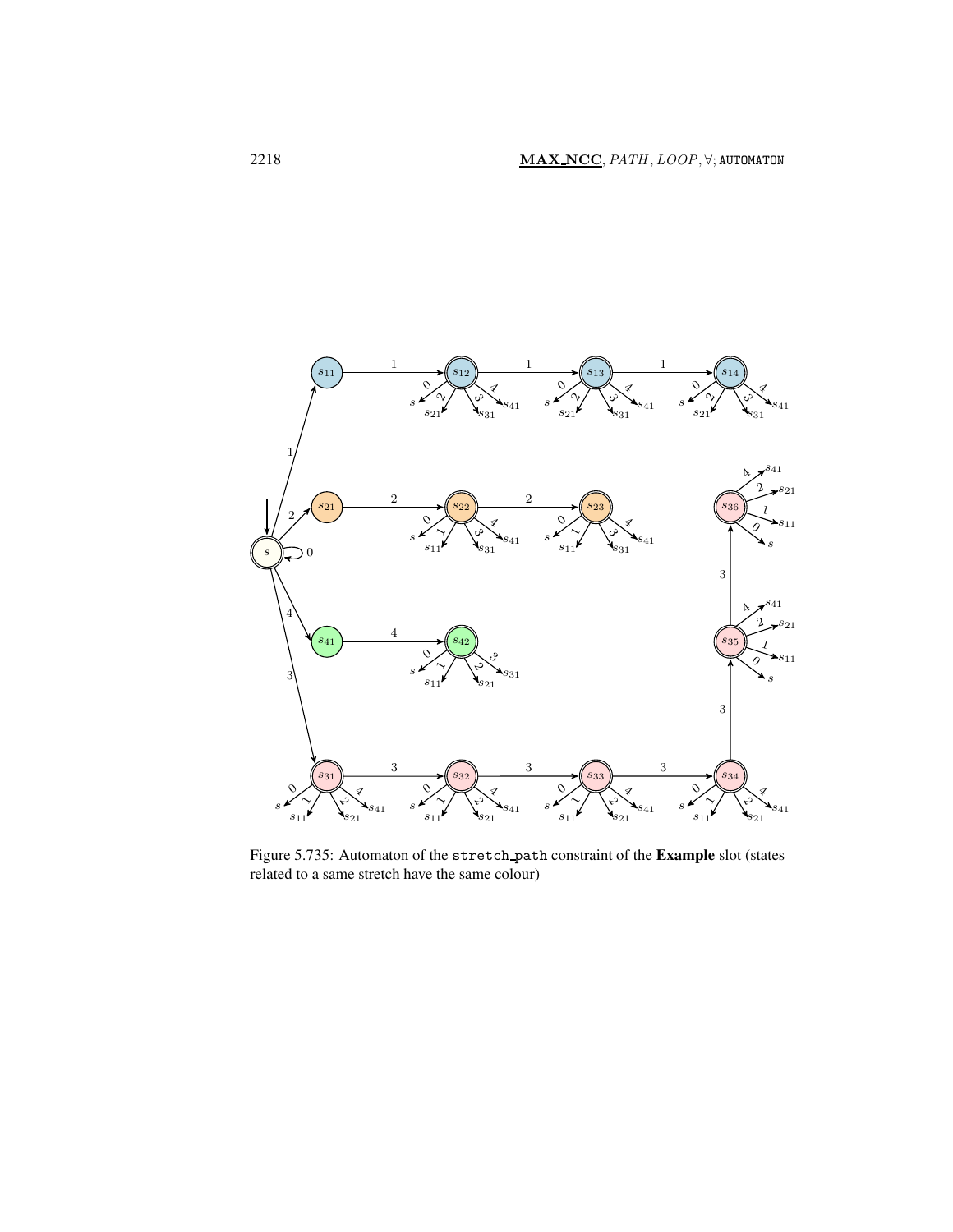$s_{11}$
1
$s_{12}$
1
$s_{13}$
1
$s_{14}$

0 2 3 4
$s$ $s_{21}$ $s_{31}$ $s_{41}$

1

$s_{21}$
2
$s_{22}$
2
$s_{23}$

0 1 3 4
$s$ $s_{11}$ $s_{31}$ $s_{41}$

$s_{36}$
4 2 1 0
$s_{41}$ $s_{21}$ $s_{11}$ $s$

2
$s$
0

4
$s_{41}$
4
$s_{42}$

0 1 2 3
$s$ $s_{11}$ $s_{21}$ $s_{31}$

3
$s_{35}$
4 2 1 0
$s_{41}$ $s_{21}$ $s_{11}$ $s$

3

3
$s_{31}$
3
$s_{32}$
3
$s_{33}$
3
$s_{34}$

0 1 2 4
$s$ $s_{11}$ $s_{21}$ $s_{41}$

Figure 5.735: Automaton of the stretch_path constraint of the **Example** slot (states related to a same stretch have the same colour)